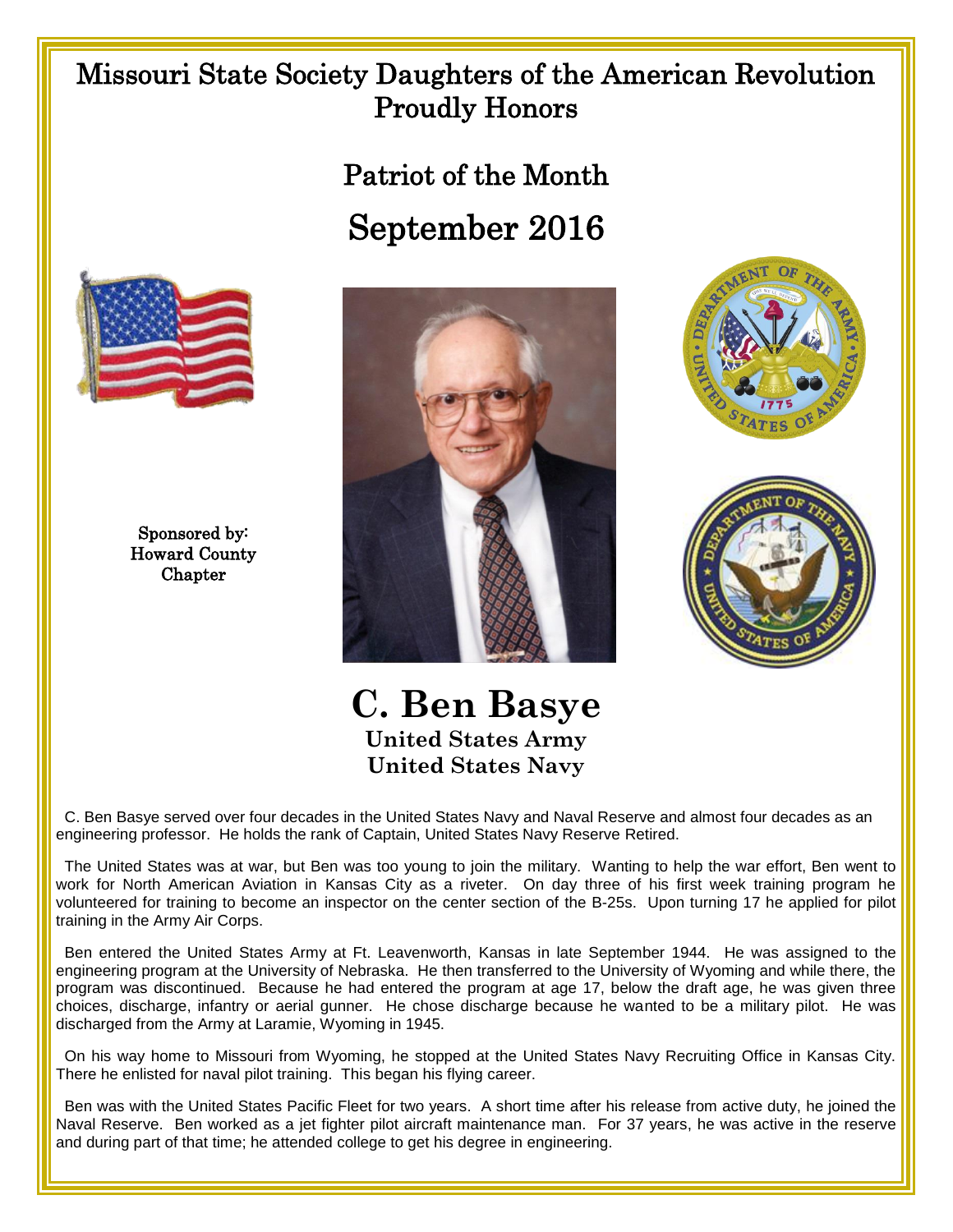# Missouri State Society Daughters of the American Revolution Proudly Honors

## Patriot of the Month

## September 2016

Sponsored by:
Howard County Chapter

# C. Ben Basye

**United States Army**
**United States Navy**

C. Ben Basye served over four decades in the United States Navy and Naval Reserve and almost four decades as an engineering professor. He holds the rank of Captain, United States Navy Reserve Retired.

The United States was at war, but Ben was too young to join the military. Wanting to help the war effort, Ben went to work for North American Aviation in Kansas City as a riveter. On day three of his first week training program he volunteered for training to become an inspector on the center section of the B-25s. Upon turning 17 he applied for pilot training in the Army Air Corps.

Ben entered the United States Army at Ft. Leavenworth, Kansas in late September 1944. He was assigned to the engineering program at the University of Nebraska. He then transferred to the University of Wyoming and while there, the program was discontinued. Because he had entered the program at age 17, below the draft age, he was given three choices, discharge, infantry or aerial gunner. He chose discharge because he wanted to be a military pilot. He was discharged from the Army at Laramie, Wyoming in 1945.

On his way home to Missouri from Wyoming, he stopped at the United States Navy Recruiting Office in Kansas City. There he enlisted for naval pilot training. This began his flying career.

Ben was with the United States Pacific Fleet for two years. A short time after his release from active duty, he joined the Naval Reserve. Ben worked as a jet fighter pilot aircraft maintenance man. For 37 years, he was active in the reserve and during part of that time; he attended college to get his degree in engineering.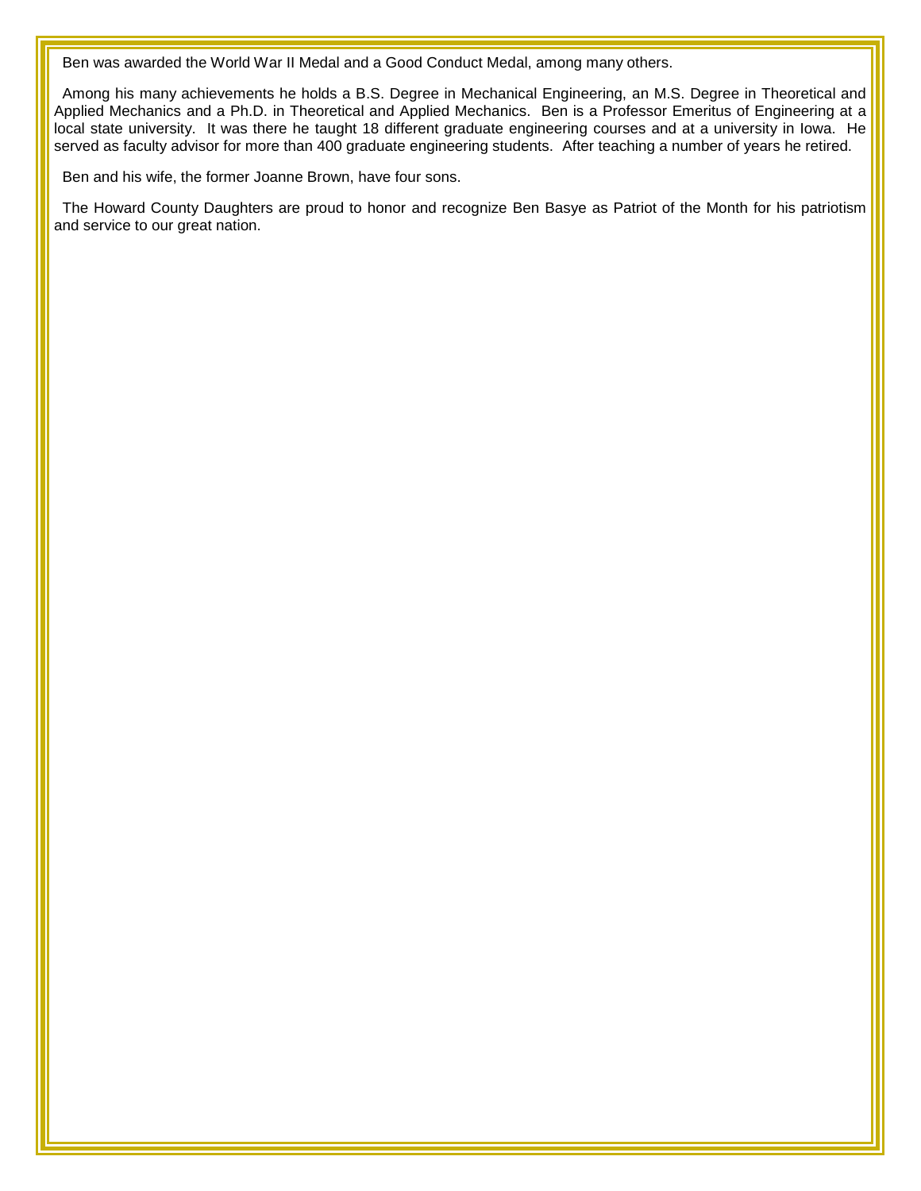Ben was awarded the World War II Medal and a Good Conduct Medal, among many others.

Among his many achievements he holds a B.S. Degree in Mechanical Engineering, an M.S. Degree in Theoretical and Applied Mechanics and a Ph.D. in Theoretical and Applied Mechanics. Ben is a Professor Emeritus of Engineering at a local state university. It was there he taught 18 different graduate engineering courses and at a university in Iowa. He served as faculty advisor for more than 400 graduate engineering students. After teaching a number of years he retired.

Ben and his wife, the former Joanne Brown, have four sons.

The Howard County Daughters are proud to honor and recognize Ben Basye as Patriot of the Month for his patriotism and service to our great nation.